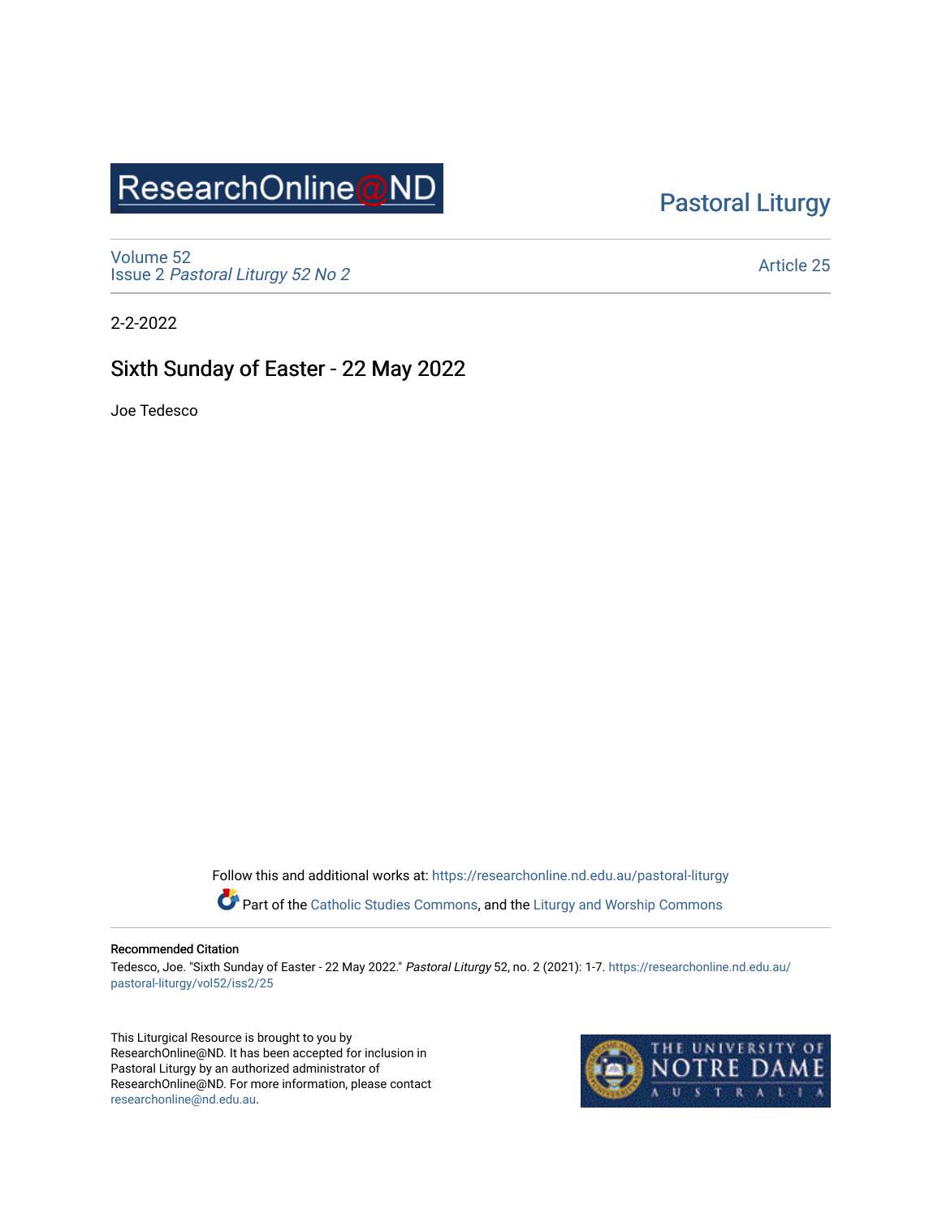ResearchOnline@ND

Pastoral Liturgy

Volume 52
Issue 2 *Pastoral Liturgy 52 No 2*

Article 25

2-2-2022

# Sixth Sunday of Easter - 22 May 2022

Joe Tedesco

Follow this and additional works at: https://researchonline.nd.edu.au/pastoral-liturgy

Part of the Catholic Studies Commons, and the Liturgy and Worship Commons

## Recommended Citation

Tedesco, Joe. "Sixth Sunday of Easter - 22 May 2022." *Pastoral Liturgy* 52, no. 2 (2021): 1-7. https://researchonline.nd.edu.au/pastoral-liturgy/vol52/iss2/25

This Liturgical Resource is brought to you by ResearchOnline@ND. It has been accepted for inclusion in Pastoral Liturgy by an authorized administrator of ResearchOnline@ND. For more information, please contact researchonline@nd.edu.au.

THE UNIVERSITY OF NOTRE DAME AUSTRALIA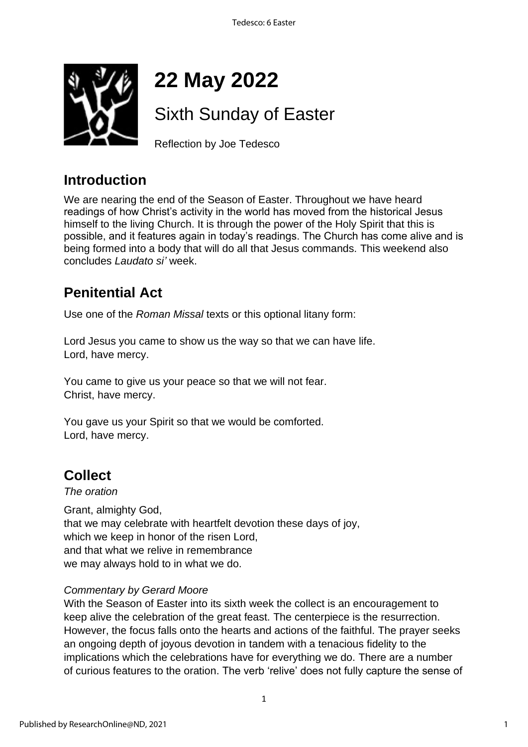# 22 May 2022

## Sixth Sunday of Easter

Reflection by Joe Tedesco

## Introduction

We are nearing the end of the Season of Easter. Throughout we have heard readings of how Christ's activity in the world has moved from the historical Jesus himself to the living Church. It is through the power of the Holy Spirit that this is possible, and it features again in today's readings. The Church has come alive and is being formed into a body that will do all that Jesus commands. This weekend also concludes *Laudato si'* week.

## Penitential Act

Use one of the *Roman Missal* texts or this optional litany form:

Lord Jesus you came to show us the way so that we can have life.
Lord, have mercy.

You came to give us your peace so that we will not fear.
Christ, have mercy.

You gave us your Spirit so that we would be comforted.
Lord, have mercy.

## Collect

*The oration*

Grant, almighty God,
that we may celebrate with heartfelt devotion these days of joy,
which we keep in honor of the risen Lord,
and that what we relive in remembrance
we may always hold to in what we do.

*Commentary by Gerard Moore*

With the Season of Easter into its sixth week the collect is an encouragement to keep alive the celebration of the great feast. The centerpiece is the resurrection. However, the focus falls onto the hearts and actions of the faithful. The prayer seeks an ongoing depth of joyous devotion in tandem with a tenacious fidelity to the implications which the celebrations have for everything we do. There are a number of curious features to the oration. The verb 'relive' does not fully capture the sense of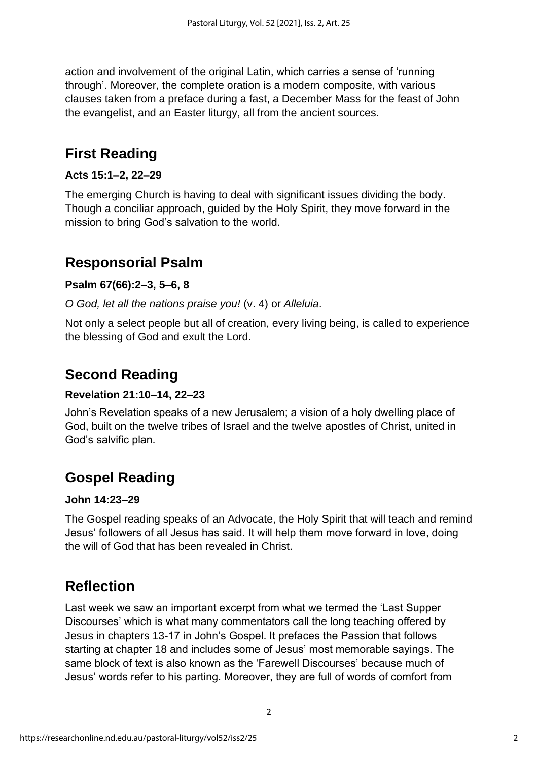action and involvement of the original Latin, which carries a sense of 'running through'. Moreover, the complete oration is a modern composite, with various clauses taken from a preface during a fast, a December Mass for the feast of John the evangelist, and an Easter liturgy, all from the ancient sources.

## First Reading

### Acts 15:1–2, 22–29

The emerging Church is having to deal with significant issues dividing the body. Though a conciliar approach, guided by the Holy Spirit, they move forward in the mission to bring God's salvation to the world.

## Responsorial Psalm

### Psalm 67(66):2–3, 5–6, 8

*O God, let all the nations praise you!* (v. 4) or *Alleluia*.

Not only a select people but all of creation, every living being, is called to experience the blessing of God and exult the Lord.

## Second Reading

### Revelation 21:10–14, 22–23

John's Revelation speaks of a new Jerusalem; a vision of a holy dwelling place of God, built on the twelve tribes of Israel and the twelve apostles of Christ, united in God's salvific plan.

## Gospel Reading

### John 14:23–29

The Gospel reading speaks of an Advocate, the Holy Spirit that will teach and remind Jesus' followers of all Jesus has said. It will help them move forward in love, doing the will of God that has been revealed in Christ.

## Reflection

Last week we saw an important excerpt from what we termed the 'Last Supper Discourses' which is what many commentators call the long teaching offered by Jesus in chapters 13-17 in John's Gospel. It prefaces the Passion that follows starting at chapter 18 and includes some of Jesus' most memorable sayings. The same block of text is also known as the 'Farewell Discourses' because much of Jesus' words refer to his parting. Moreover, they are full of words of comfort from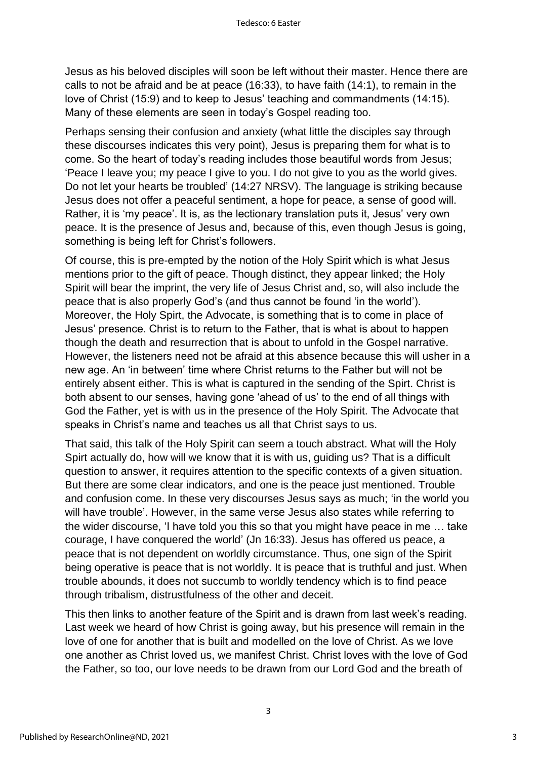Jesus as his beloved disciples will soon be left without their master. Hence there are calls to not be afraid and be at peace (16:33), to have faith (14:1), to remain in the love of Christ (15:9) and to keep to Jesus' teaching and commandments (14:15). Many of these elements are seen in today's Gospel reading too.

Perhaps sensing their confusion and anxiety (what little the disciples say through these discourses indicates this very point), Jesus is preparing them for what is to come. So the heart of today's reading includes those beautiful words from Jesus; 'Peace I leave you; my peace I give to you. I do not give to you as the world gives. Do not let your hearts be troubled' (14:27 NRSV). The language is striking because Jesus does not offer a peaceful sentiment, a hope for peace, a sense of good will. Rather, it is 'my peace'. It is, as the lectionary translation puts it, Jesus' very own peace. It is the presence of Jesus and, because of this, even though Jesus is going, something is being left for Christ's followers.

Of course, this is pre-empted by the notion of the Holy Spirit which is what Jesus mentions prior to the gift of peace. Though distinct, they appear linked; the Holy Spirit will bear the imprint, the very life of Jesus Christ and, so, will also include the peace that is also properly God's (and thus cannot be found 'in the world'). Moreover, the Holy Spirt, the Advocate, is something that is to come in place of Jesus' presence. Christ is to return to the Father, that is what is about to happen though the death and resurrection that is about to unfold in the Gospel narrative. However, the listeners need not be afraid at this absence because this will usher in a new age. An 'in between' time where Christ returns to the Father but will not be entirely absent either. This is what is captured in the sending of the Spirt. Christ is both absent to our senses, having gone 'ahead of us' to the end of all things with God the Father, yet is with us in the presence of the Holy Spirit. The Advocate that speaks in Christ's name and teaches us all that Christ says to us.

That said, this talk of the Holy Spirit can seem a touch abstract. What will the Holy Spirt actually do, how will we know that it is with us, guiding us? That is a difficult question to answer, it requires attention to the specific contexts of a given situation. But there are some clear indicators, and one is the peace just mentioned. Trouble and confusion come. In these very discourses Jesus says as much; 'in the world you will have trouble'. However, in the same verse Jesus also states while referring to the wider discourse, 'I have told you this so that you might have peace in me … take courage, I have conquered the world' (Jn 16:33). Jesus has offered us peace, a peace that is not dependent on worldly circumstance. Thus, one sign of the Spirit being operative is peace that is not worldly. It is peace that is truthful and just. When trouble abounds, it does not succumb to worldly tendency which is to find peace through tribalism, distrustfulness of the other and deceit.

This then links to another feature of the Spirit and is drawn from last week's reading. Last week we heard of how Christ is going away, but his presence will remain in the love of one for another that is built and modelled on the love of Christ. As we love one another as Christ loved us, we manifest Christ. Christ loves with the love of God the Father, so too, our love needs to be drawn from our Lord God and the breath of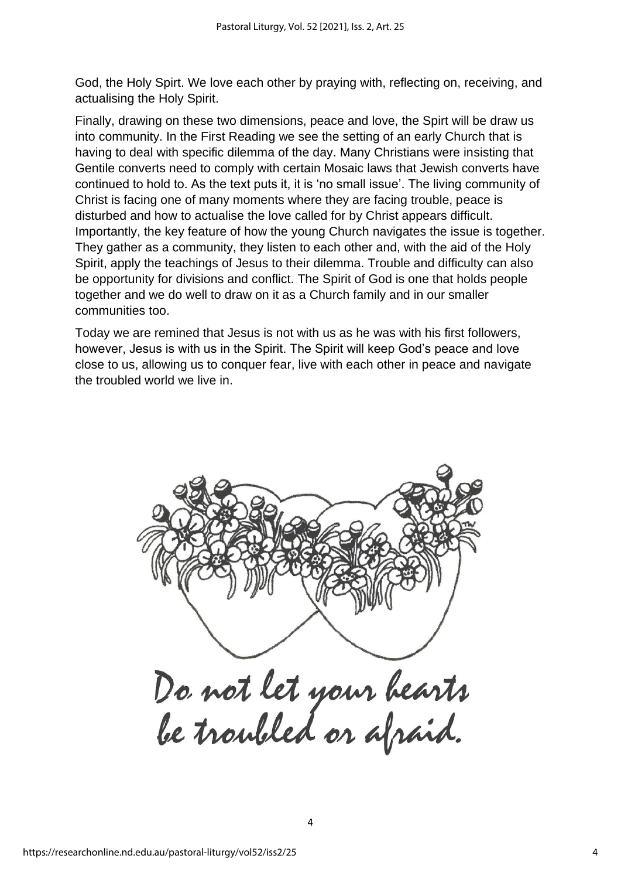God, the Holy Spirt. We love each other by praying with, reflecting on, receiving, and actualising the Holy Spirit.

Finally, drawing on these two dimensions, peace and love, the Spirt will be draw us into community. In the First Reading we see the setting of an early Church that is having to deal with specific dilemma of the day. Many Christians were insisting that Gentile converts need to comply with certain Mosaic laws that Jewish converts have continued to hold to. As the text puts it, it is 'no small issue'. The living community of Christ is facing one of many moments where they are facing trouble, peace is disturbed and how to actualise the love called for by Christ appears difficult. Importantly, the key feature of how the young Church navigates the issue is together. They gather as a community, they listen to each other and, with the aid of the Holy Spirit, apply the teachings of Jesus to their dilemma. Trouble and difficulty can also be opportunity for divisions and conflict. The Spirit of God is one that holds people together and we do well to draw on it as a Church family and in our smaller communities too.

Today we are remined that Jesus is not with us as he was with his first followers, however, Jesus is with us in the Spirit. The Spirit will keep God's peace and love close to us, allowing us to conquer fear, live with each other in peace and navigate the troubled world we live in.

Do not let your hearts be troubled or afraid.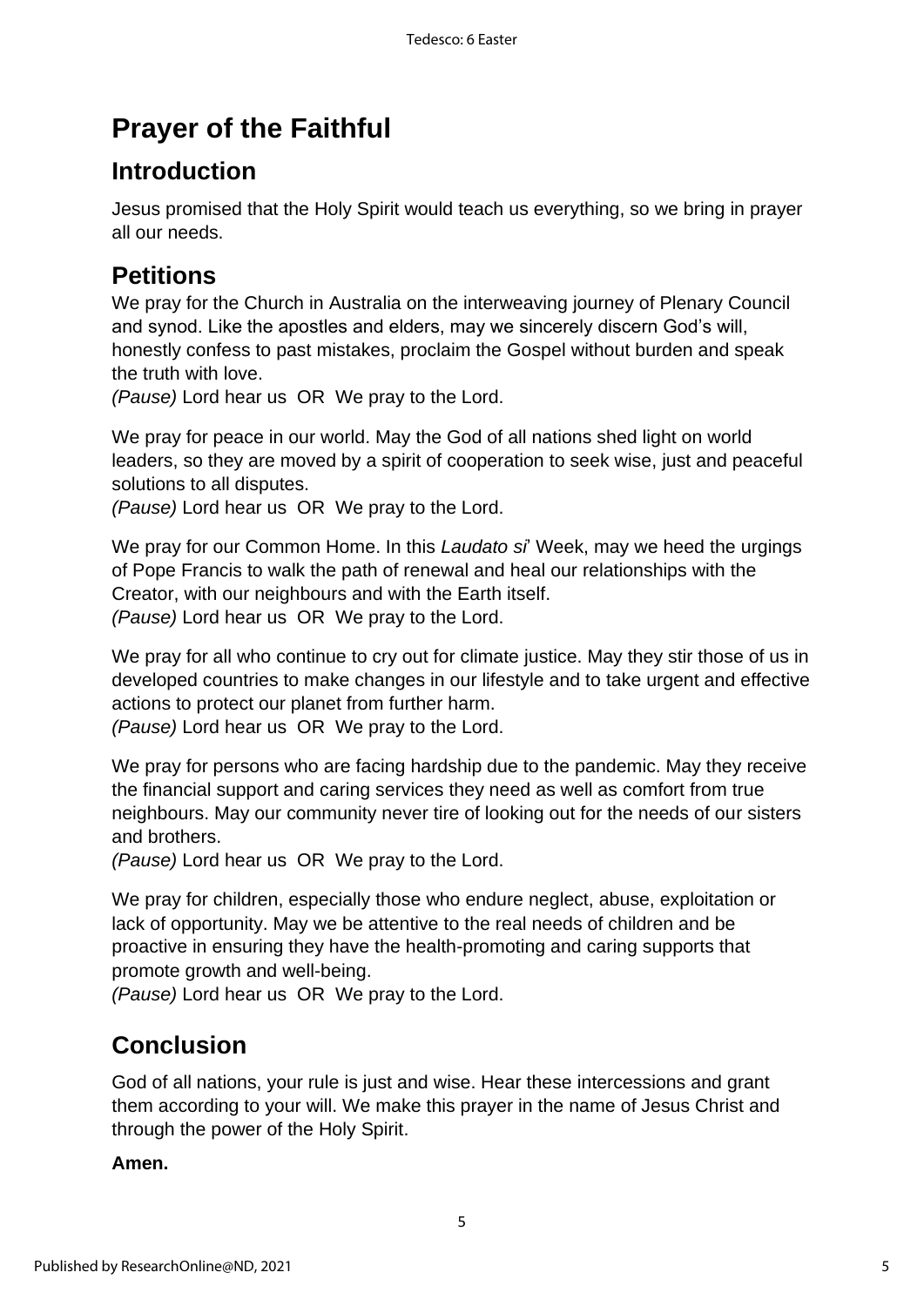# Prayer of the Faithful

## Introduction

Jesus promised that the Holy Spirit would teach us everything, so we bring in prayer all our needs.

## Petitions

We pray for the Church in Australia on the interweaving journey of Plenary Council and synod. Like the apostles and elders, may we sincerely discern God's will, honestly confess to past mistakes, proclaim the Gospel without burden and speak the truth with love.
*(Pause)* Lord hear us OR We pray to the Lord.

We pray for peace in our world. May the God of all nations shed light on world leaders, so they are moved by a spirit of cooperation to seek wise, just and peaceful solutions to all disputes.
*(Pause)* Lord hear us OR We pray to the Lord.

We pray for our Common Home. In this *Laudato si*' Week, may we heed the urgings of Pope Francis to walk the path of renewal and heal our relationships with the Creator, with our neighbours and with the Earth itself.
*(Pause)* Lord hear us OR We pray to the Lord.

We pray for all who continue to cry out for climate justice. May they stir those of us in developed countries to make changes in our lifestyle and to take urgent and effective actions to protect our planet from further harm.
*(Pause)* Lord hear us OR We pray to the Lord.

We pray for persons who are facing hardship due to the pandemic. May they receive the financial support and caring services they need as well as comfort from true neighbours. May our community never tire of looking out for the needs of our sisters and brothers.
*(Pause)* Lord hear us OR We pray to the Lord.

We pray for children, especially those who endure neglect, abuse, exploitation or lack of opportunity. May we be attentive to the real needs of children and be proactive in ensuring they have the health-promoting and caring supports that promote growth and well-being.
*(Pause)* Lord hear us OR We pray to the Lord.

## Conclusion

God of all nations, your rule is just and wise. Hear these intercessions and grant them according to your will. We make this prayer in the name of Jesus Christ and through the power of the Holy Spirit.

**Amen.**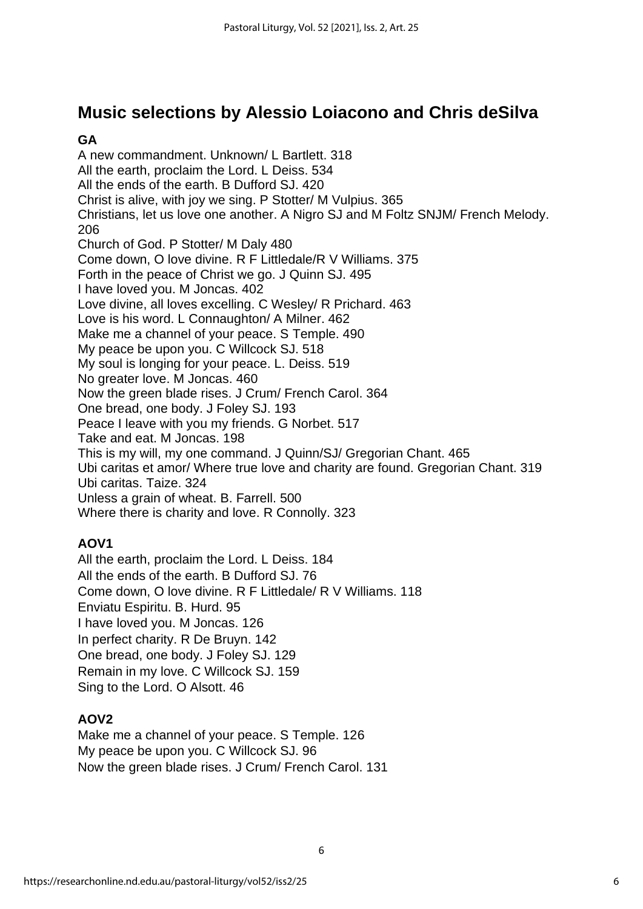## Music selections by Alessio Loiacono and Chris deSilva

**GA**

A new commandment. Unknown/ L Bartlett. 318
All the earth, proclaim the Lord. L Deiss. 534
All the ends of the earth. B Dufford SJ. 420
Christ is alive, with joy we sing. P Stotter/ M Vulpius. 365
Christians, let us love one another. A Nigro SJ and M Foltz SNJM/ French Melody. 206
Church of God. P Stotter/ M Daly 480
Come down, O love divine. R F Littledale/R V Williams. 375
Forth in the peace of Christ we go. J Quinn SJ. 495
I have loved you. M Joncas. 402
Love divine, all loves excelling. C Wesley/ R Prichard. 463
Love is his word. L Connaughton/ A Milner. 462
Make me a channel of your peace. S Temple. 490
My peace be upon you. C Willcock SJ. 518
My soul is longing for your peace. L. Deiss. 519
No greater love. M Joncas. 460
Now the green blade rises. J Crum/ French Carol. 364
One bread, one body. J Foley SJ. 193
Peace I leave with you my friends. G Norbet. 517
Take and eat. M Joncas. 198
This is my will, my one command. J Quinn/SJ/ Gregorian Chant. 465
Ubi caritas et amor/ Where true love and charity are found. Gregorian Chant. 319
Ubi caritas. Taize. 324
Unless a grain of wheat. B. Farrell. 500
Where there is charity and love. R Connolly. 323

**AOV1**

All the earth, proclaim the Lord. L Deiss. 184
All the ends of the earth. B Dufford SJ. 76
Come down, O love divine. R F Littledale/ R V Williams. 118
Enviatu Espiritu. B. Hurd. 95
I have loved you. M Joncas. 126
In perfect charity. R De Bruyn. 142
One bread, one body. J Foley SJ. 129
Remain in my love. C Willcock SJ. 159
Sing to the Lord. O Alsott. 46

**AOV2**

Make me a channel of your peace. S Temple. 126
My peace be upon you. C Willcock SJ. 96
Now the green blade rises. J Crum/ French Carol. 131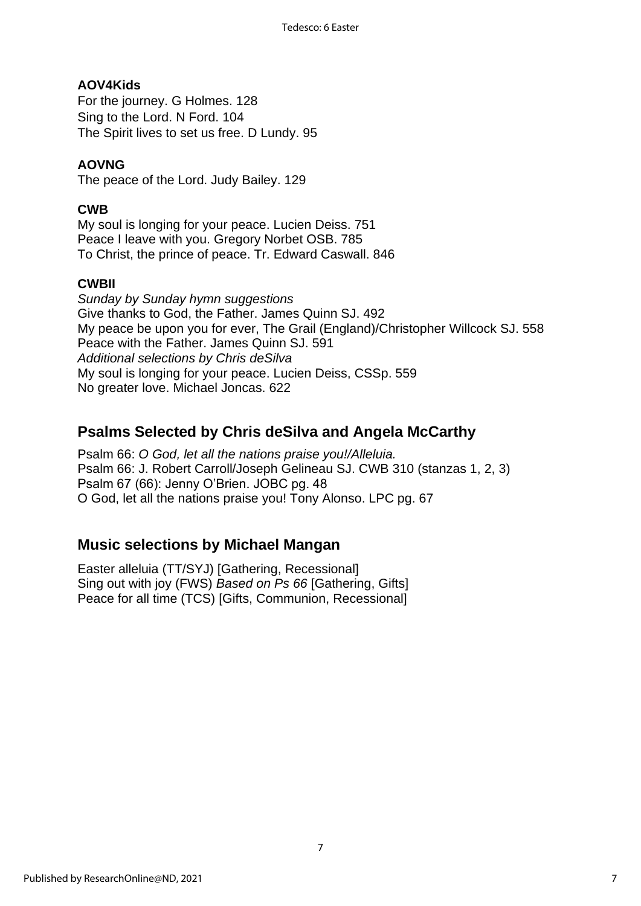**AOV4Kids**

For the journey. G Holmes. 128
Sing to the Lord. N Ford. 104
The Spirit lives to set us free. D Lundy. 95

**AOVNG**

The peace of the Lord. Judy Bailey. 129

**CWB**

My soul is longing for your peace. Lucien Deiss. 751
Peace I leave with you. Gregory Norbet OSB. 785
To Christ, the prince of peace. Tr. Edward Caswall. 846

**CWBII**

*Sunday by Sunday hymn suggestions*
Give thanks to God, the Father. James Quinn SJ. 492
My peace be upon you for ever, The Grail (England)/Christopher Willcock SJ. 558
Peace with the Father. James Quinn SJ. 591
*Additional selections by Chris deSilva*
My soul is longing for your peace. Lucien Deiss, CSSp. 559
No greater love. Michael Joncas. 622

## Psalms Selected by Chris deSilva and Angela McCarthy

Psalm 66: *O God, let all the nations praise you!/Alleluia.*
Psalm 66: J. Robert Carroll/Joseph Gelineau SJ. CWB 310 (stanzas 1, 2, 3)
Psalm 67 (66): Jenny O'Brien. JOBC pg. 48
O God, let all the nations praise you! Tony Alonso. LPC pg. 67

## Music selections by Michael Mangan

Easter alleluia (TT/SYJ) [Gathering, Recessional]
Sing out with joy (FWS) *Based on Ps 66* [Gathering, Gifts]
Peace for all time (TCS) [Gifts, Communion, Recessional]